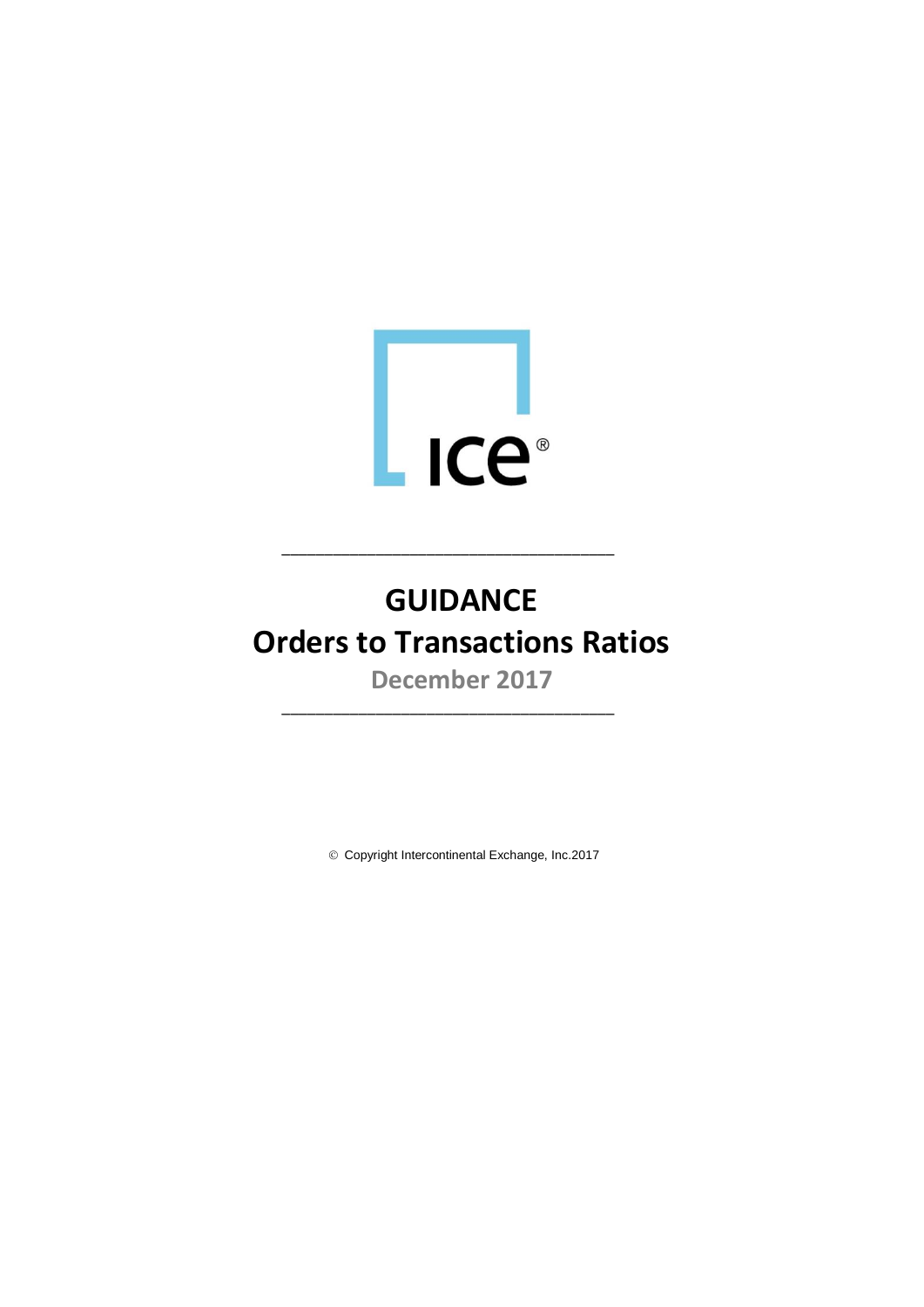# GUIDANCE

# Orders to Transactions Ratios

**December 2017**

© Copyright Intercontinental Exchange, Inc.2017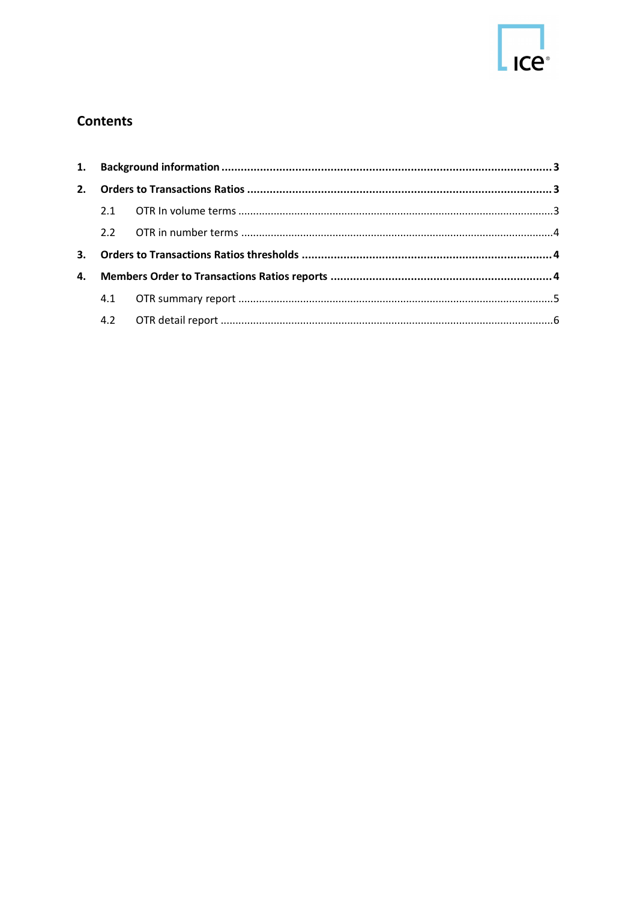## Contents

**1. Background information ........ 3**

**2. Orders to Transactions Ratios ........ 3**

- 2.1 OTR In volume terms ........ 3
- 2.2 OTR in number terms ........ 4

**3. Orders to Transactions Ratios thresholds ........ 4**

**4. Members Order to Transactions Ratios reports ........ 4**

- 4.1 OTR summary report ........ 5
- 4.2 OTR detail report ........ 6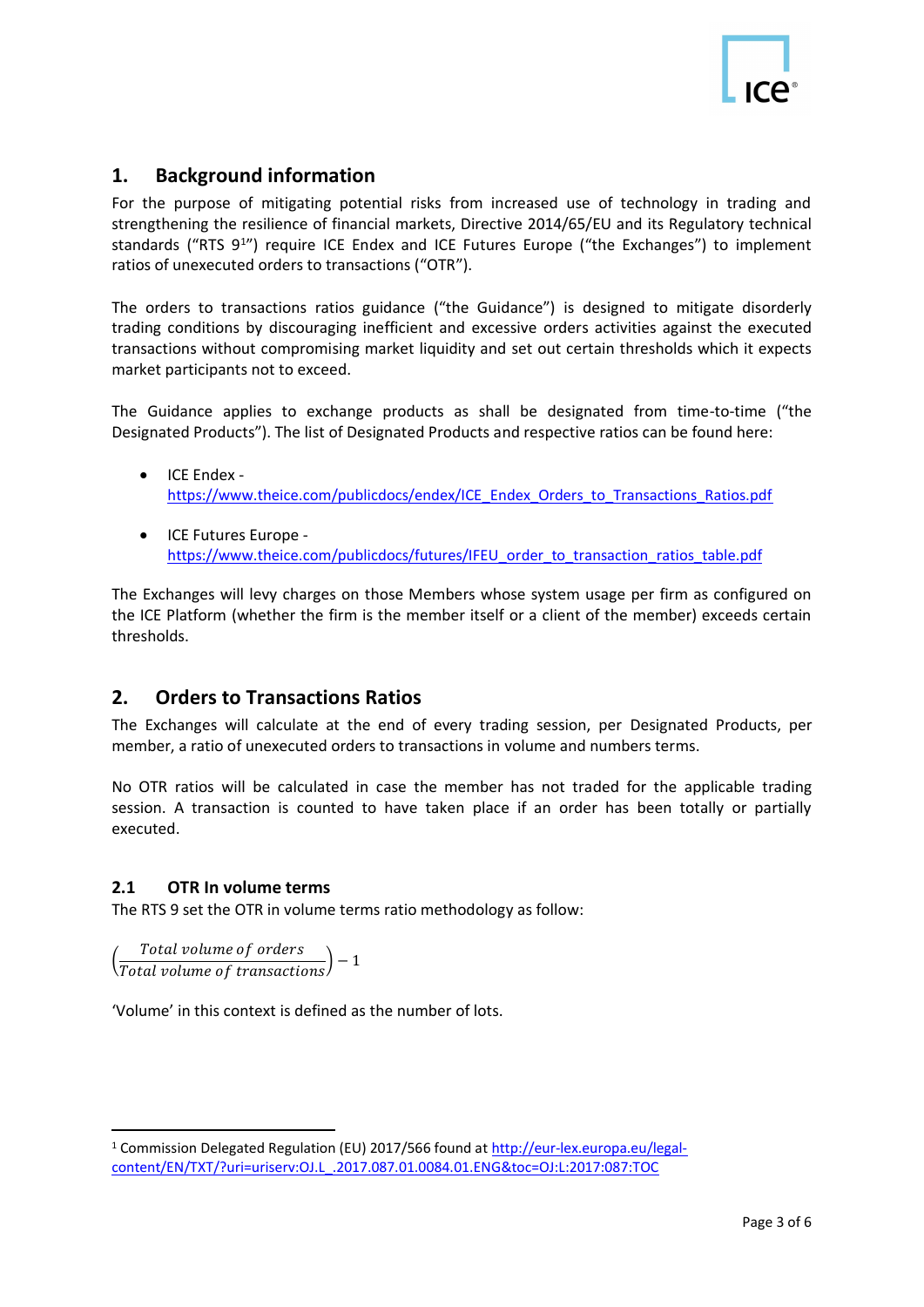## 1. Background information

For the purpose of mitigating potential risks from increased use of technology in trading and strengthening the resilience of financial markets, Directive 2014/65/EU and its Regulatory technical standards ("RTS 9[1]") require ICE Endex and ICE Futures Europe ("the Exchanges") to implement ratios of unexecuted orders to transactions ("OTR").

The orders to transactions ratios guidance ("the Guidance") is designed to mitigate disorderly trading conditions by discouraging inefficient and excessive orders activities against the executed transactions without compromising market liquidity and set out certain thresholds which it expects market participants not to exceed.

The Guidance applies to exchange products as shall be designated from time-to-time ("the Designated Products"). The list of Designated Products and respective ratios can be found here:

- ICE Endex - https://www.theice.com/publicdocs/endex/ICE_Endex_Orders_to_Transactions_Ratios.pdf
- ICE Futures Europe - https://www.theice.com/publicdocs/futures/IFEU_order_to_transaction_ratios_table.pdf

The Exchanges will levy charges on those Members whose system usage per firm as configured on the ICE Platform (whether the firm is the member itself or a client of the member) exceeds certain thresholds.

## 2. Orders to Transactions Ratios

The Exchanges will calculate at the end of every trading session, per Designated Products, per member, a ratio of unexecuted orders to transactions in volume and numbers terms.

No OTR ratios will be calculated in case the member has not traded for the applicable trading session. A transaction is counted to have taken place if an order has been totally or partially executed.

### 2.1 OTR In volume terms

The RTS 9 set the OTR in volume terms ratio methodology as follow:

$$\left(\frac{Total\ volume\ of\ orders}{Total\ volume\ of\ transactions}\right) - 1$$

'Volume' in this context is defined as the number of lots.

---

[1] Commission Delegated Regulation (EU) 2017/566 found at http://eur-lex.europa.eu/legal-content/EN/TXT/?uri=uriserv:OJ.L_.2017.087.01.0084.01.ENG&toc=OJ:L:2017:087:TOC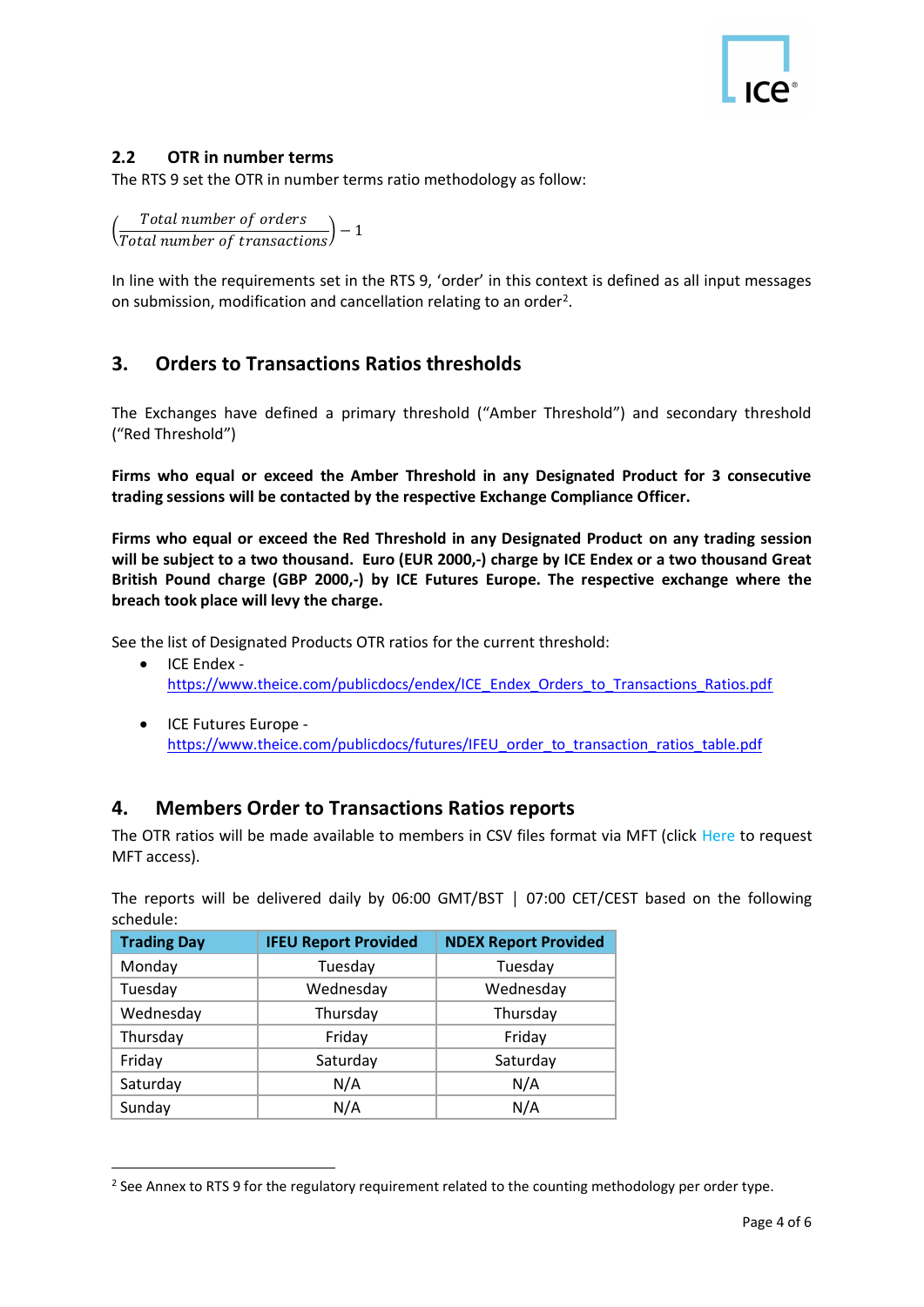### 2.2 OTR in number terms

The RTS 9 set the OTR in number terms ratio methodology as follow:

$$\left(\frac{Total\ number\ of\ orders}{Total\ number\ of\ transactions}\right) - 1$$

In line with the requirements set in the RTS 9, 'order' in this context is defined as all input messages on submission, modification and cancellation relating to an order[2].

## 3. Orders to Transactions Ratios thresholds

The Exchanges have defined a primary threshold ("Amber Threshold") and secondary threshold ("Red Threshold")

**Firms who equal or exceed the Amber Threshold in any Designated Product for 3 consecutive trading sessions will be contacted by the respective Exchange Compliance Officer.**

**Firms who equal or exceed the Red Threshold in any Designated Product on any trading session will be subject to a two thousand. Euro (EUR 2000,-) charge by ICE Endex or a two thousand Great British Pound charge (GBP 2000,-) by ICE Futures Europe. The respective exchange where the breach took place will levy the charge.**

See the list of Designated Products OTR ratios for the current threshold:

- ICE Endex - https://www.theice.com/publicdocs/endex/ICE_Endex_Orders_to_Transactions_Ratios.pdf
- ICE Futures Europe - https://www.theice.com/publicdocs/futures/IFEU_order_to_transaction_ratios_table.pdf

## 4. Members Order to Transactions Ratios reports

The OTR ratios will be made available to members in CSV files format via MFT (click Here to request MFT access).

The reports will be delivered daily by 06:00 GMT/BST | 07:00 CET/CEST based on the following schedule:

| Trading Day | IFEU Report Provided | NDEX Report Provided |
|---|---|---|
| Monday | Tuesday | Tuesday |
| Tuesday | Wednesday | Wednesday |
| Wednesday | Thursday | Thursday |
| Thursday | Friday | Friday |
| Friday | Saturday | Saturday |
| Saturday | N/A | N/A |
| Sunday | N/A | N/A |

[2] See Annex to RTS 9 for the regulatory requirement related to the counting methodology per order type.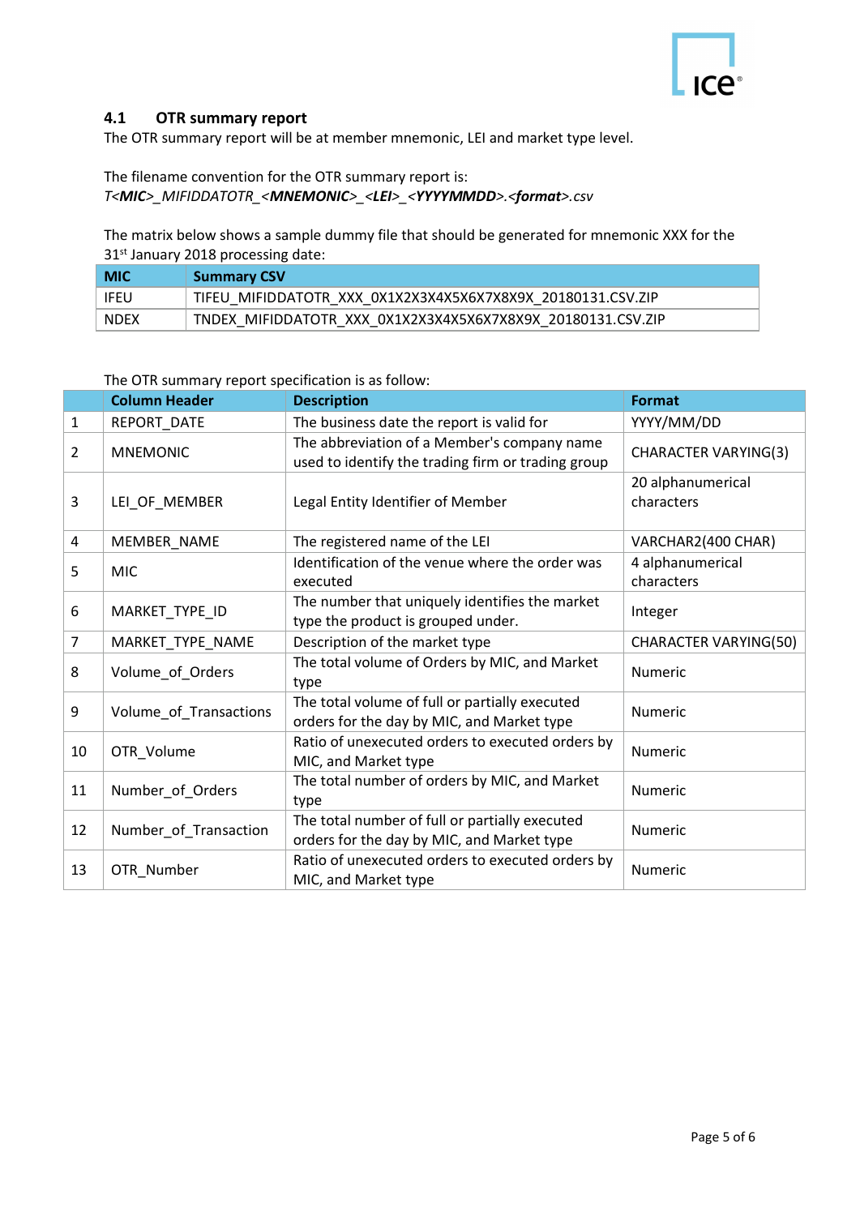## 4.1 OTR summary report

The OTR summary report will be at member mnemonic, LEI and market type level.

The filename convention for the OTR summary report is:
*T<**MIC**>_MIFIDDATOTR_<**MNEMONIC**>_<**LEI**>_<**YYYYMMDD**>.<**format**>.csv*

The matrix below shows a sample dummy file that should be generated for mnemonic XXX for the 31st January 2018 processing date:

| MIC | Summary CSV |
|---|---|
| IFEU | TIFEU_MIFIDDATOTR_XXX_0X1X2X3X4X5X6X7X8X9X_20180131.CSV.ZIP |
| NDEX | TNDEX_MIFIDDATOTR_XXX_0X1X2X3X4X5X6X7X8X9X_20180131.CSV.ZIP |

The OTR summary report specification is as follow:

| | Column Header | Description | Format |
|---|---|---|---|
| 1 | REPORT_DATE | The business date the report is valid for | YYYY/MM/DD |
| 2 | MNEMONIC | The abbreviation of a Member's company name used to identify the trading firm or trading group | CHARACTER VARYING(3) |
| 3 | LEI_OF_MEMBER | Legal Entity Identifier of Member | 20 alphanumerical characters |
| 4 | MEMBER_NAME | The registered name of the LEI | VARCHAR2(400 CHAR) |
| 5 | MIC | Identification of the venue where the order was executed | 4 alphanumerical characters |
| 6 | MARKET_TYPE_ID | The number that uniquely identifies the market type the product is grouped under. | Integer |
| 7 | MARKET_TYPE_NAME | Description of the market type | CHARACTER VARYING(50) |
| 8 | Volume_of_Orders | The total volume of Orders by MIC, and Market type | Numeric |
| 9 | Volume_of_Transactions | The total volume of full or partially executed orders for the day by MIC, and Market type | Numeric |
| 10 | OTR_Volume | Ratio of unexecuted orders to executed orders by MIC, and Market type | Numeric |
| 11 | Number_of_Orders | The total number of orders by MIC, and Market type | Numeric |
| 12 | Number_of_Transaction | The total number of full or partially executed orders for the day by MIC, and Market type | Numeric |
| 13 | OTR_Number | Ratio of unexecuted orders to executed orders by MIC, and Market type | Numeric |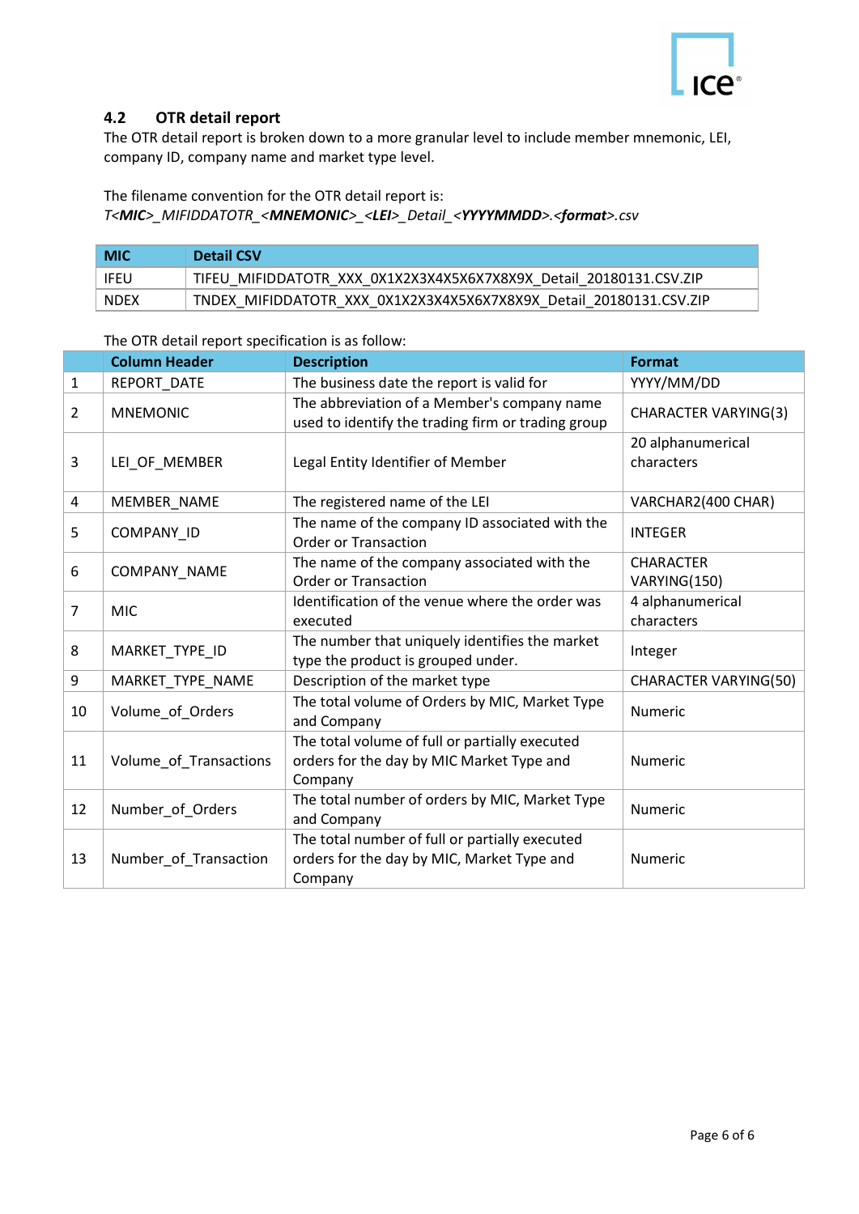## 4.2 OTR detail report

The OTR detail report is broken down to a more granular level to include member mnemonic, LEI, company ID, company name and market type level.

The filename convention for the OTR detail report is:
*T<**MIC**>_MIFIDDATOTR_<**MNEMONIC**>_<**LEI**>_Detail_<**YYYYMMDD**>.<**format**>.csv*

| MIC | Detail CSV |
|---|---|
| IFEU | TIFEU_MIFIDDATOTR_XXX_0X1X2X3X4X5X6X7X8X9X_Detail_20180131.CSV.ZIP |
| NDEX | TNDEX_MIFIDDATOTR_XXX_0X1X2X3X4X5X6X7X8X9X_Detail_20180131.CSV.ZIP |

The OTR detail report specification is as follow:

| | Column Header | Description | Format |
|---|---|---|---|
| 1 | REPORT_DATE | The business date the report is valid for | YYYY/MM/DD |
| 2 | MNEMONIC | The abbreviation of a Member's company name used to identify the trading firm or trading group | CHARACTER VARYING(3) |
| 3 | LEI_OF_MEMBER | Legal Entity Identifier of Member | 20 alphanumerical characters |
| 4 | MEMBER_NAME | The registered name of the LEI | VARCHAR2(400 CHAR) |
| 5 | COMPANY_ID | The name of the company ID associated with the Order or Transaction | INTEGER |
| 6 | COMPANY_NAME | The name of the company associated with the Order or Transaction | CHARACTER VARYING(150) |
| 7 | MIC | Identification of the venue where the order was executed | 4 alphanumerical characters |
| 8 | MARKET_TYPE_ID | The number that uniquely identifies the market type the product is grouped under. | Integer |
| 9 | MARKET_TYPE_NAME | Description of the market type | CHARACTER VARYING(50) |
| 10 | Volume_of_Orders | The total volume of Orders by MIC, Market Type and Company | Numeric |
| 11 | Volume_of_Transactions | The total volume of full or partially executed orders for the day by MIC Market Type and Company | Numeric |
| 12 | Number_of_Orders | The total number of orders by MIC, Market Type and Company | Numeric |
| 13 | Number_of_Transaction | The total number of full or partially executed orders for the day by MIC, Market Type and Company | Numeric |